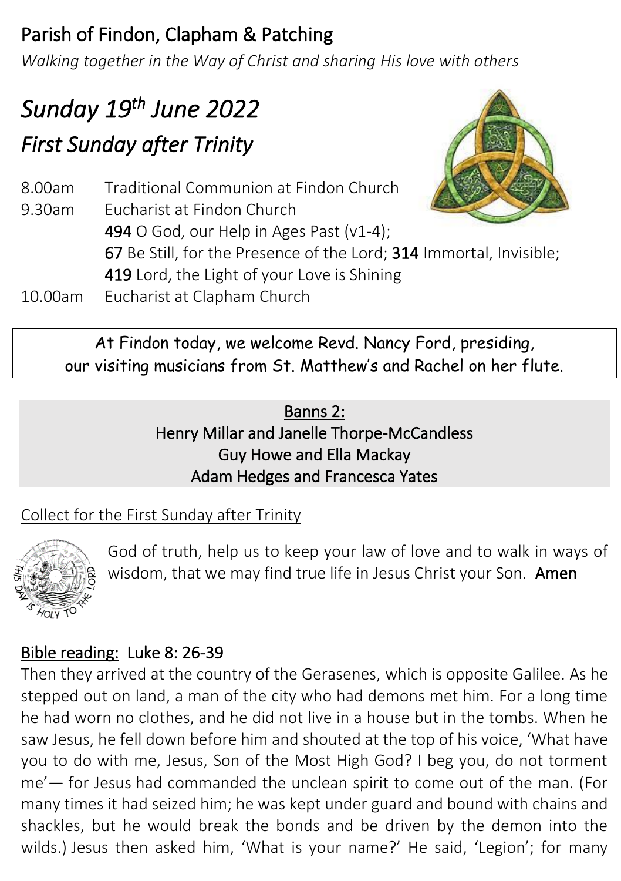# Parish of Findon, Clapham & Patching

*Walking together in the Way of Christ and sharing His love with others*

## *Sunday 19th June 2022*

## *First Sunday after Trinity*

8.00am Traditional Communion at Findon Church

9.30am Eucharist at Findon Church

**494** O God, our Help in Ages Past (v1-4);
**67** Be Still, for the Presence of the Lord; **314** Immortal, Invisible;
**419** Lord, the Light of your Love is Shining

10.00am Eucharist at Clapham Church

At Findon today, we welcome Revd. Nancy Ford, presiding, our visiting musicians from St. Matthew's and Rachel on her flute.

Banns 2:
Henry Millar and Janelle Thorpe-McCandless
Guy Howe and Ella Mackay
Adam Hedges and Francesca Yates

Collect for the First Sunday after Trinity

God of truth, help us to keep your law of love and to walk in ways of wisdom, that we may find true life in Jesus Christ your Son. **Amen**

**Bible reading: Luke 8: 26-39**

Then they arrived at the country of the Gerasenes, which is opposite Galilee. As he stepped out on land, a man of the city who had demons met him. For a long time he had worn no clothes, and he did not live in a house but in the tombs. When he saw Jesus, he fell down before him and shouted at the top of his voice, 'What have you to do with me, Jesus, Son of the Most High God? I beg you, do not torment me'— for Jesus had commanded the unclean spirit to come out of the man. (For many times it had seized him; he was kept under guard and bound with chains and shackles, but he would break the bonds and be driven by the demon into the wilds.) Jesus then asked him, 'What is your name?' He said, 'Legion'; for many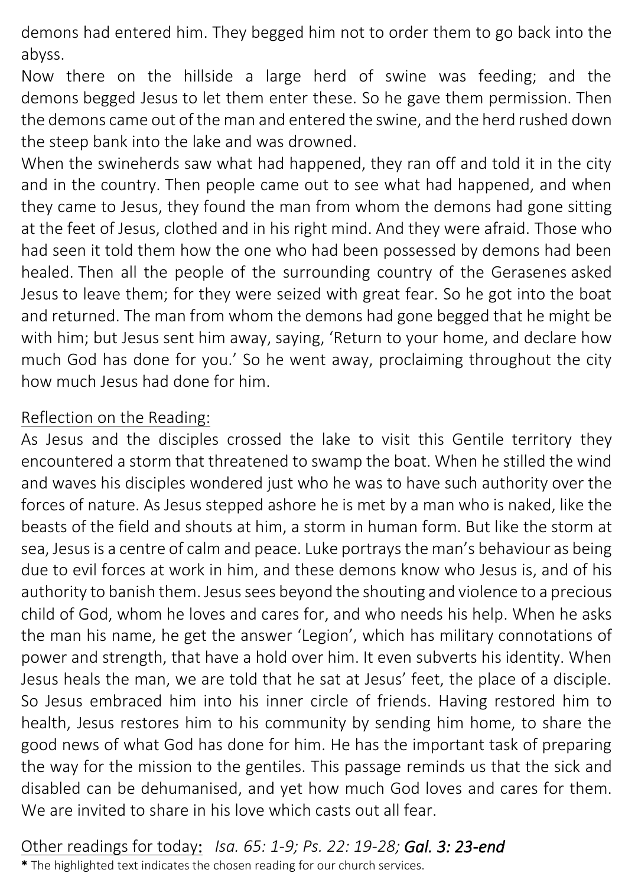demons had entered him. They begged him not to order them to go back into the abyss.

Now there on the hillside a large herd of swine was feeding; and the demons begged Jesus to let them enter these. So he gave them permission. Then the demons came out of the man and entered the swine, and the herd rushed down the steep bank into the lake and was drowned.

When the swineherds saw what had happened, they ran off and told it in the city and in the country. Then people came out to see what had happened, and when they came to Jesus, they found the man from whom the demons had gone sitting at the feet of Jesus, clothed and in his right mind. And they were afraid. Those who had seen it told them how the one who had been possessed by demons had been healed. Then all the people of the surrounding country of the Gerasenes asked Jesus to leave them; for they were seized with great fear. So he got into the boat and returned. The man from whom the demons had gone begged that he might be with him; but Jesus sent him away, saying, 'Return to your home, and declare how much God has done for you.' So he went away, proclaiming throughout the city how much Jesus had done for him.

## Reflection on the Reading:

As Jesus and the disciples crossed the lake to visit this Gentile territory they encountered a storm that threatened to swamp the boat. When he stilled the wind and waves his disciples wondered just who he was to have such authority over the forces of nature. As Jesus stepped ashore he is met by a man who is naked, like the beasts of the field and shouts at him, a storm in human form. But like the storm at sea, Jesus is a centre of calm and peace. Luke portrays the man's behaviour as being due to evil forces at work in him, and these demons know who Jesus is, and of his authority to banish them. Jesus sees beyond the shouting and violence to a precious child of God, whom he loves and cares for, and who needs his help. When he asks the man his name, he get the answer 'Legion', which has military connotations of power and strength, that have a hold over him. It even subverts his identity. When Jesus heals the man, we are told that he sat at Jesus' feet, the place of a disciple. So Jesus embraced him into his inner circle of friends. Having restored him to health, Jesus restores him to his community by sending him home, to share the good news of what God has done for him. He has the important task of preparing the way for the mission to the gentiles. This passage reminds us that the sick and disabled can be dehumanised, and yet how much God loves and cares for them. We are invited to share in his love which casts out all fear.

## Other readings for today: *Isa. 65: 1-9; Ps. 22: 19-28;* ***Gal. 3: 23-end***

**\*** The highlighted text indicates the chosen reading for our church services.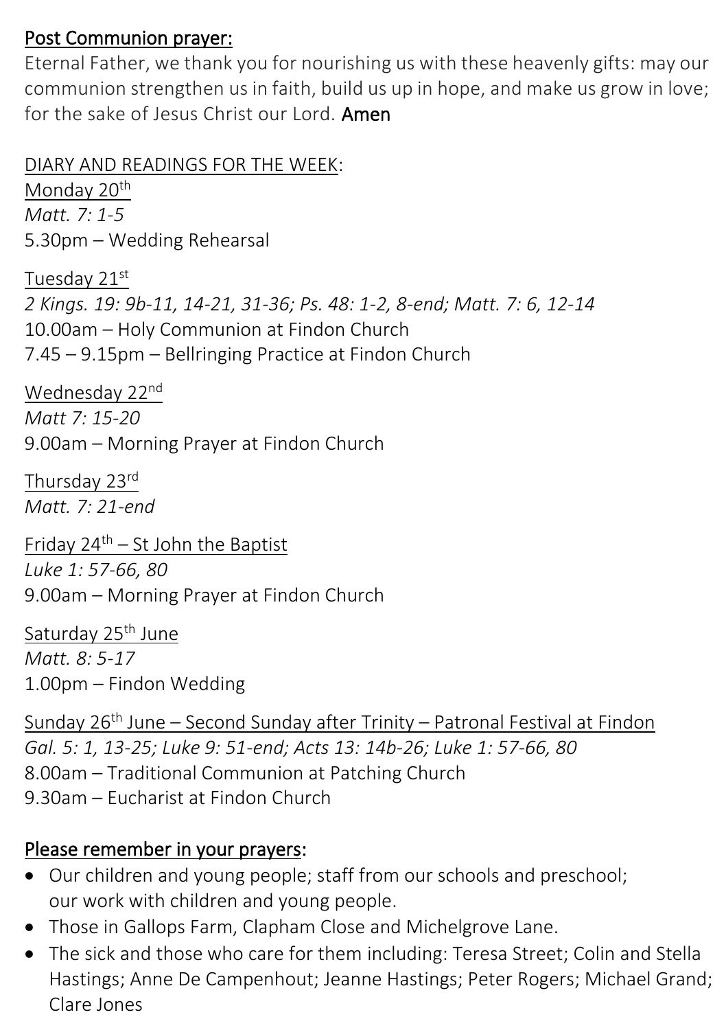Post Communion prayer:

Eternal Father, we thank you for nourishing us with these heavenly gifts: may our communion strengthen us in faith, build us up in hope, and make us grow in love; for the sake of Jesus Christ our Lord. **Amen**

DIARY AND READINGS FOR THE WEEK:

Monday 20th
*Matt. 7: 1-5*
5.30pm – Wedding Rehearsal

Tuesday 21st
*2 Kings. 19: 9b-11, 14-21, 31-36; Ps. 48: 1-2, 8-end; Matt. 7: 6, 12-14*
10.00am – Holy Communion at Findon Church
7.45 – 9.15pm – Bellringing Practice at Findon Church

Wednesday 22nd
*Matt 7: 15-20*
9.00am – Morning Prayer at Findon Church

Thursday 23rd
*Matt. 7: 21-end*

Friday 24th – St John the Baptist
*Luke 1: 57-66, 80*
9.00am – Morning Prayer at Findon Church

Saturday 25th June
*Matt. 8: 5-17*
1.00pm – Findon Wedding

Sunday 26th June – Second Sunday after Trinity – Patronal Festival at Findon
*Gal. 5: 1, 13-25; Luke 9: 51-end; Acts 13: 14b-26; Luke 1: 57-66, 80*
8.00am – Traditional Communion at Patching Church
9.30am – Eucharist at Findon Church

Please remember in your prayers:

- Our children and young people; staff from our schools and preschool; our work with children and young people.
- Those in Gallops Farm, Clapham Close and Michelgrove Lane.
- The sick and those who care for them including: Teresa Street; Colin and Stella Hastings; Anne De Campenhout; Jeanne Hastings; Peter Rogers; Michael Grand; Clare Jones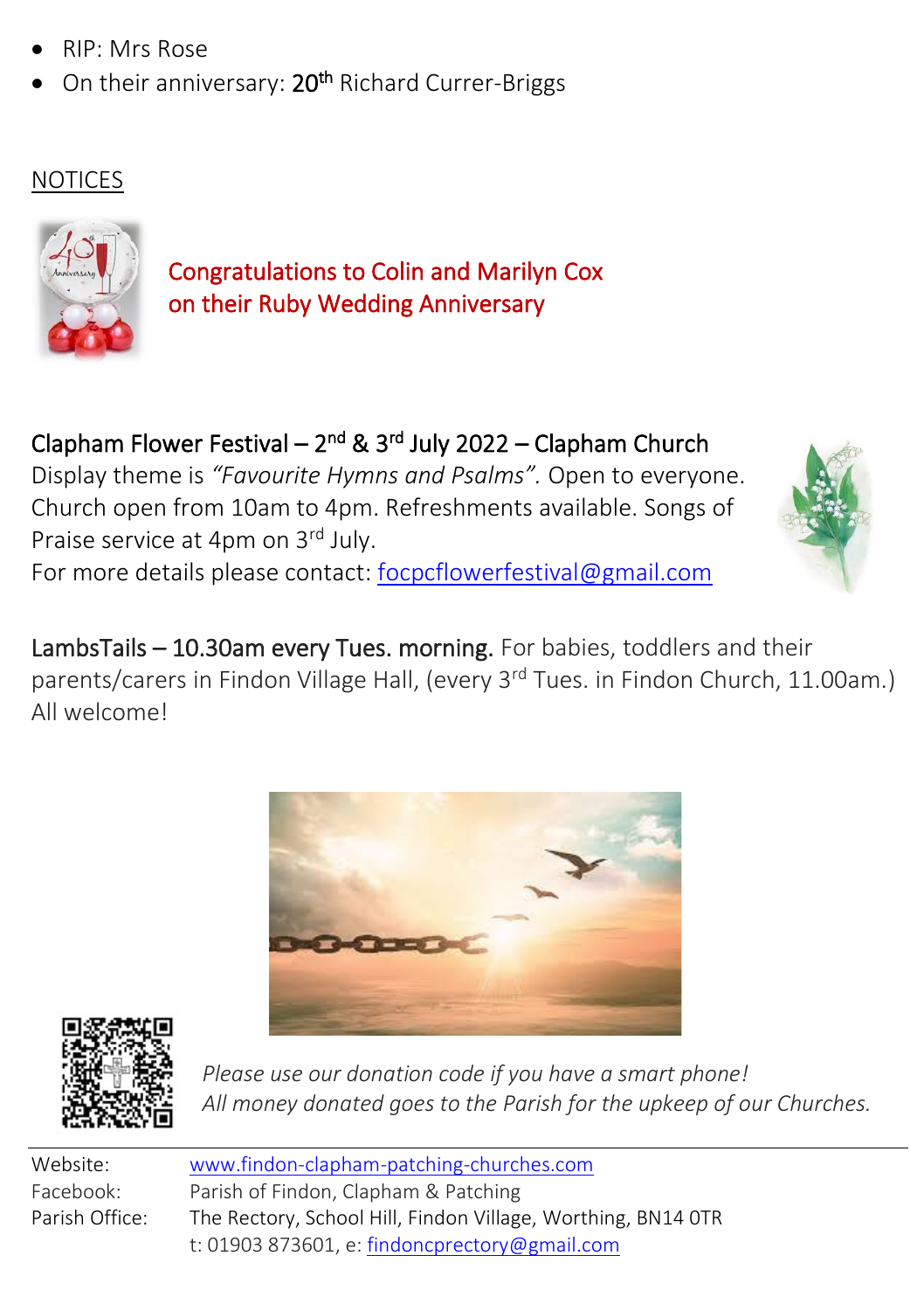- RIP: Mrs Rose
- On their anniversary: 20th Richard Currer-Briggs

## NOTICES

Congratulations to Colin and Marilyn Cox on their Ruby Wedding Anniversary

**Clapham Flower Festival – 2nd & 3rd July 2022 – Clapham Church**
Display theme is *"Favourite Hymns and Psalms".* Open to everyone. Church open from 10am to 4pm. Refreshments available. Songs of Praise service at 4pm on 3rd July.
For more details please contact: focpcflowerfestival@gmail.com

**LambsTails – 10.30am every Tues. morning.** For babies, toddlers and their parents/carers in Findon Village Hall, (every 3rd Tues. in Findon Church, 11.00am.) All welcome!

*Please use our donation code if you have a smart phone!*
*All money donated goes to the Parish for the upkeep of our Churches.*

| | |
|---|---|
| Website: | www.findon-clapham-patching-churches.com |
| Facebook: | Parish of Findon, Clapham & Patching |
| Parish Office: | The Rectory, School Hill, Findon Village, Worthing, BN14 0TR |
| | t: 01903 873601, e: findoncprectory@gmail.com |